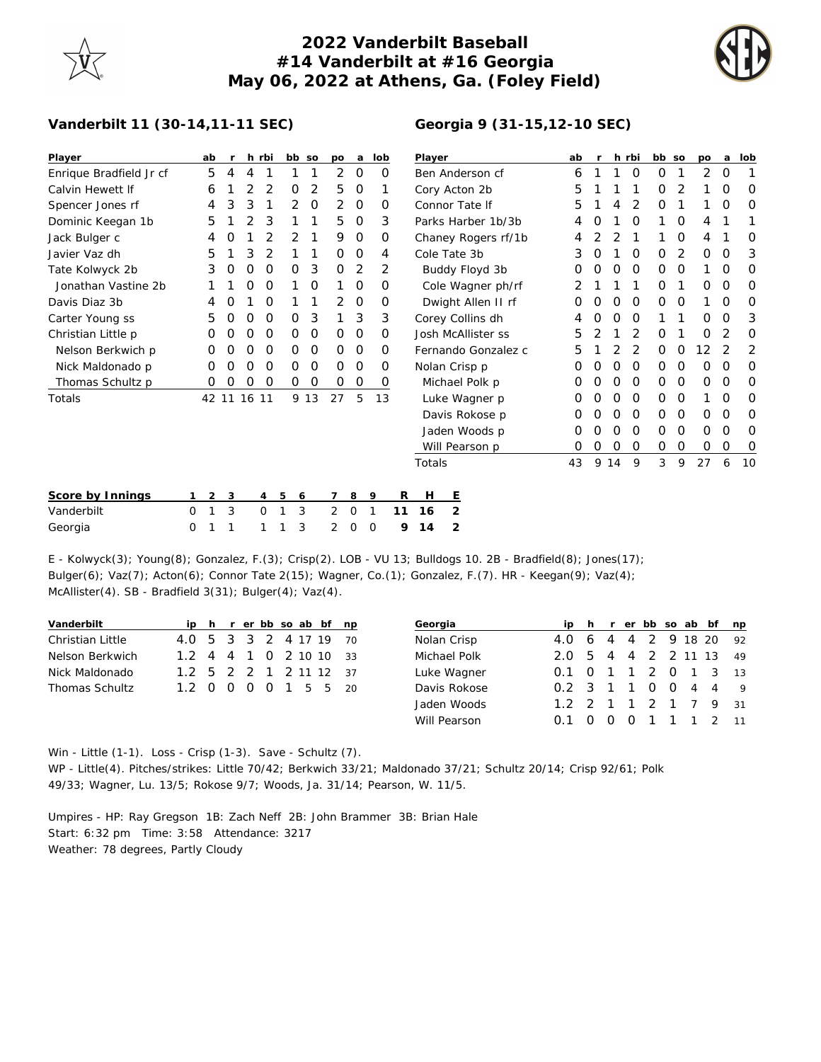# 2022 Vanderbilt Baseball
## #14 Vanderbilt at #16 Georgia
### May 06, 2022 at Athens, Ga. (Foley Field)

**Vanderbilt 11 (30-14,11-11 SEC)**

| Player | ab | r | h | rbi | bb | so | po | a | lob |
|---|---|---|---|---|---|---|---|---|---|
| Enrique Bradfield Jr cf | 5 | 4 | 4 | 1 | 1 | 1 | 2 | 0 | 0 |
| Calvin Hewett lf | 6 | 1 | 2 | 2 | 0 | 2 | 5 | 0 | 1 |
| Spencer Jones rf | 4 | 3 | 3 | 1 | 2 | 0 | 2 | 0 | 0 |
| Dominic Keegan 1b | 5 | 1 | 2 | 3 | 1 | 1 | 5 | 0 | 3 |
| Jack Bulger c | 4 | 0 | 1 | 2 | 2 | 1 | 9 | 0 | 0 |
| Javier Vaz dh | 5 | 1 | 3 | 2 | 1 | 1 | 0 | 0 | 4 |
| Tate Kolwyck 2b | 3 | 0 | 0 | 0 | 0 | 3 | 0 | 2 | 2 |
| Jonathan Vastine 2b | 1 | 1 | 0 | 0 | 1 | 0 | 1 | 0 | 0 |
| Davis Diaz 3b | 4 | 0 | 1 | 0 | 1 | 1 | 2 | 0 | 0 |
| Carter Young ss | 5 | 0 | 0 | 0 | 0 | 3 | 1 | 3 | 3 |
| Christian Little p | 0 | 0 | 0 | 0 | 0 | 0 | 0 | 0 | 0 |
| Nelson Berkwich p | 0 | 0 | 0 | 0 | 0 | 0 | 0 | 0 | 0 |
| Nick Maldonado p | 0 | 0 | 0 | 0 | 0 | 0 | 0 | 0 | 0 |
| Thomas Schultz p | 0 | 0 | 0 | 0 | 0 | 0 | 0 | 0 | 0 |
| Totals | 42 | 11 | 16 | 11 | 9 | 13 | 27 | 5 | 13 |

**Georgia 9 (31-15,12-10 SEC)**

| Player | ab | r | h | rbi | bb | so | po | a | lob |
|---|---|---|---|---|---|---|---|---|---|
| Ben Anderson cf | 6 | 1 | 1 | 0 | 0 | 1 | 2 | 0 | 1 |
| Cory Acton 2b | 5 | 1 | 1 | 1 | 0 | 2 | 1 | 0 | 0 |
| Connor Tate lf | 5 | 1 | 4 | 2 | 0 | 1 | 1 | 0 | 0 |
| Parks Harber 1b/3b | 4 | 0 | 1 | 0 | 1 | 0 | 4 | 1 | 1 |
| Chaney Rogers rf/1b | 4 | 2 | 2 | 1 | 1 | 0 | 4 | 1 | 0 |
| Cole Tate 3b | 3 | 0 | 1 | 0 | 0 | 2 | 0 | 0 | 3 |
| Buddy Floyd 3b | 0 | 0 | 0 | 0 | 0 | 0 | 1 | 0 | 0 |
| Cole Wagner ph/rf | 2 | 1 | 1 | 1 | 0 | 1 | 0 | 0 | 0 |
| Dwight Allen II rf | 0 | 0 | 0 | 0 | 0 | 0 | 1 | 0 | 0 |
| Corey Collins dh | 4 | 0 | 0 | 0 | 1 | 1 | 0 | 0 | 3 |
| Josh McAllister ss | 5 | 2 | 1 | 2 | 0 | 1 | 0 | 2 | 0 |
| Fernando Gonzalez c | 5 | 1 | 2 | 2 | 0 | 0 | 12 | 2 | 2 |
| Nolan Crisp p | 0 | 0 | 0 | 0 | 0 | 0 | 0 | 0 | 0 |
| Michael Polk p | 0 | 0 | 0 | 0 | 0 | 0 | 0 | 0 | 0 |
| Luke Wagner p | 0 | 0 | 0 | 0 | 0 | 0 | 1 | 0 | 0 |
| Davis Rokose p | 0 | 0 | 0 | 0 | 0 | 0 | 0 | 0 | 0 |
| Jaden Woods p | 0 | 0 | 0 | 0 | 0 | 0 | 0 | 0 | 0 |
| Will Pearson p | 0 | 0 | 0 | 0 | 0 | 0 | 0 | 0 | 0 |
| Totals | 43 | 9 | 14 | 9 | 3 | 9 | 27 | 6 | 10 |

| Score by Innings | 1 | 2 | 3 | 4 | 5 | 6 | 7 | 8 | 9 | R | H | E |
|---|---|---|---|---|---|---|---|---|---|---|---|---|
| Vanderbilt | 0 | 1 | 3 | 0 | 1 | 3 | 2 | 0 | 1 | 11 | 16 | 2 |
| Georgia | 0 | 1 | 1 | 1 | 1 | 3 | 2 | 0 | 0 | 9 | 14 | 2 |

E - Kolwyck(3); Young(8); Gonzalez, F.(3); Crisp(2). LOB - VU 13; Bulldogs 10. 2B - Bradfield(8); Jones(17); Bulger(6); Vaz(7); Acton(6); Connor Tate 2(15); Wagner, Co.(1); Gonzalez, F.(7). HR - Keegan(9); Vaz(4); McAllister(4). SB - Bradfield 3(31); Bulger(4); Vaz(4).

| Vanderbilt | ip | h | r | er | bb | so | ab | bf | np |
|---|---|---|---|---|---|---|---|---|---|
| Christian Little | 4.0 | 5 | 3 | 3 | 2 | 4 | 17 | 19 | 70 |
| Nelson Berkwich | 1.2 | 4 | 4 | 1 | 0 | 2 | 10 | 10 | 33 |
| Nick Maldonado | 1.2 | 5 | 2 | 2 | 1 | 2 | 11 | 12 | 37 |
| Thomas Schultz | 1.2 | 0 | 0 | 0 | 0 | 1 | 5 | 5 | 20 |

| Georgia | ip | h | r | er | bb | so | ab | bf | np |
|---|---|---|---|---|---|---|---|---|---|
| Nolan Crisp | 4.0 | 6 | 4 | 4 | 2 | 9 | 18 | 20 | 92 |
| Michael Polk | 2.0 | 5 | 4 | 4 | 2 | 2 | 11 | 13 | 49 |
| Luke Wagner | 0.1 | 0 | 1 | 1 | 2 | 0 | 1 | 3 | 13 |
| Davis Rokose | 0.2 | 3 | 1 | 1 | 0 | 0 | 4 | 4 | 9 |
| Jaden Woods | 1.2 | 2 | 1 | 1 | 2 | 1 | 7 | 9 | 31 |
| Will Pearson | 0.1 | 0 | 0 | 0 | 1 | 1 | 1 | 2 | 11 |

Win - Little (1-1). Loss - Crisp (1-3). Save - Schultz (7).
WP - Little(4). Pitches/strikes: Little 70/42; Berkwich 33/21; Maldonado 37/21; Schultz 20/14; Crisp 92/61; Polk 49/33; Wagner, Lu. 13/5; Rokose 9/7; Woods, Ja. 31/14; Pearson, W. 11/5.

Umpires - HP: Ray Gregson 1B: Zach Neff 2B: John Brammer 3B: Brian Hale
Start: 6:32 pm Time: 3:58 Attendance: 3217
Weather: 78 degrees, Partly Cloudy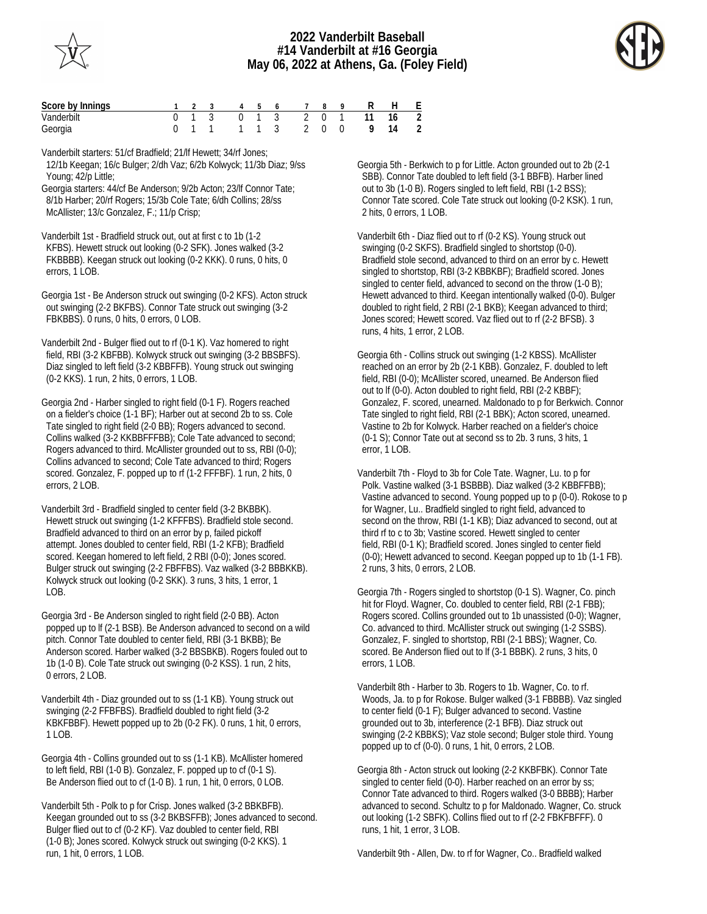# 2022 Vanderbilt Baseball
## #14 Vanderbilt at #16 Georgia
## May 06, 2022 at Athens, Ga. (Foley Field)

| Score by Innings | 1 | 2 | 3 | 4 | 5 | 6 | 7 | 8 | 9 | R | H | E |
|---|---|---|---|---|---|---|---|---|---|---|---|---|
| Vanderbilt | 0 | 1 | 3 | 0 | 1 | 3 | 2 | 0 | 1 | 11 | 16 | 2 |
| Georgia | 0 | 1 | 1 | 1 | 1 | 3 | 2 | 0 | 0 | 9 | 14 | 2 |

Vanderbilt starters: 51/cf Bradfield; 21/lf Hewett; 34/rf Jones; 12/1b Keegan; 16/c Bulger; 2/dh Vaz; 6/2b Kolwyck; 11/3b Diaz; 9/ss Young; 42/p Little;

Georgia starters: 44/cf Be Anderson; 9/2b Acton; 23/lf Connor Tate; 8/1b Harber; 20/rf Rogers; 15/3b Cole Tate; 6/dh Collins; 28/ss McAllister; 13/c Gonzalez, F.; 11/p Crisp;

Vanderbilt 1st - Bradfield struck out, out at first c to 1b (1-2 KFBS). Hewett struck out looking (0-2 SFK). Jones walked (3-2 FKBBBB). Keegan struck out looking (0-2 KKK). 0 runs, 0 hits, 0 errors, 1 LOB.

Georgia 1st - Be Anderson struck out swinging (0-2 KFS). Acton struck out swinging (2-2 BKFBS). Connor Tate struck out swinging (3-2 FBKBBS). 0 runs, 0 hits, 0 errors, 0 LOB.

Vanderbilt 2nd - Bulger flied out to rf (0-1 K). Vaz homered to right field, RBI (3-2 KBFBB). Kolwyck struck out swinging (3-2 BBSBFS). Diaz singled to left field (3-2 KBBFFB). Young struck out swinging (0-2 KKS). 1 run, 2 hits, 0 errors, 1 LOB.

Georgia 2nd - Harber singled to right field (0-1 F). Rogers reached on a fielder's choice (1-1 BF); Harber out at second 2b to ss. Cole Tate singled to right field (2-0 BB); Rogers advanced to second. Collins walked (3-2 KKBBFFFBB); Cole Tate advanced to second; Rogers advanced to third. McAllister grounded out to ss, RBI (0-0); Collins advanced to second; Cole Tate advanced to third; Rogers scored. Gonzalez, F. popped up to rf (1-2 FFFBF). 1 run, 2 hits, 0 errors, 2 LOB.

Vanderbilt 3rd - Bradfield singled to center field (3-2 BKBBK). Hewett struck out swinging (1-2 KFFFBS). Bradfield stole second. Bradfield advanced to third on an error by p, failed pickoff attempt. Jones doubled to center field, RBI (1-2 KFB); Bradfield scored. Keegan homered to left field, 2 RBI (0-0); Jones scored. Bulger struck out swinging (2-2 FBFFBS). Vaz walked (3-2 BBBKKB). Kolwyck struck out looking (0-2 SKK). 3 runs, 3 hits, 1 error, 1 LOB.

Georgia 3rd - Be Anderson singled to right field (2-0 BB). Acton popped up to lf (2-1 BSB). Be Anderson advanced to second on a wild pitch. Connor Tate doubled to center field, RBI (3-1 BKBB); Be Anderson scored. Harber walked (3-2 BBSBKB). Rogers fouled out to 1b (1-0 B). Cole Tate struck out swinging (0-2 KSS). 1 run, 2 hits, 0 errors, 2 LOB.

Vanderbilt 4th - Diaz grounded out to ss (1-1 KB). Young struck out swinging (2-2 FFBFBS). Bradfield doubled to right field (3-2 KBKFBBF). Hewett popped up to 2b (0-2 FK). 0 runs, 1 hit, 0 errors, 1 LOB.

Georgia 4th - Collins grounded out to ss (1-1 KB). McAllister homered to left field, RBI (1-0 B). Gonzalez, F. popped up to cf (0-1 S). Be Anderson flied out to cf (1-0 B). 1 run, 1 hit, 0 errors, 0 LOB.

Vanderbilt 5th - Polk to p for Crisp. Jones walked (3-2 BBKBFB). Keegan grounded out to ss (3-2 BKBSFFB); Jones advanced to second. Bulger flied out to cf (0-2 KF). Vaz doubled to center field, RBI (1-0 B); Jones scored. Kolwyck struck out swinging (0-2 KKS). 1 run, 1 hit, 0 errors, 1 LOB.

Georgia 5th - Berkwich to p for Little. Acton grounded out to 2b (2-1 SBB). Connor Tate doubled to left field (3-1 BBFB). Harber lined out to 3b (1-0 B). Rogers singled to left field, RBI (1-2 BSS); Connor Tate scored. Cole Tate struck out looking (0-2 KSK). 1 run, 2 hits, 0 errors, 1 LOB.

Vanderbilt 6th - Diaz flied out to rf (0-2 KS). Young struck out swinging (0-2 SKFS). Bradfield singled to shortstop (0-0). Bradfield stole second, advanced to third on an error by c. Hewett singled to shortstop, RBI (3-2 KBBKBF); Bradfield scored. Jones singled to center field, advanced to second on the throw (1-0 B); Hewett advanced to third. Keegan intentionally walked (0-0). Bulger doubled to right field, 2 RBI (2-1 BKB); Keegan advanced to third; Jones scored; Hewett scored. Vaz flied out to rf (2-2 BFSB). 3 runs, 4 hits, 1 error, 2 LOB.

Georgia 6th - Collins struck out swinging (1-2 KBSS). McAllister reached on an error by 2b (2-1 KBB). Gonzalez, F. doubled to left field, RBI (0-0); McAllister scored, unearned. Be Anderson flied out to lf (0-0). Acton doubled to right field, RBI (2-2 KBBF); Gonzalez, F. scored, unearned. Maldonado to p for Berkwich. Connor Tate singled to right field, RBI (2-1 BBK); Acton scored, unearned. Vastine to 2b for Kolwyck. Harber reached on a fielder's choice (0-1 S); Connor Tate out at second ss to 2b. 3 runs, 3 hits, 1 error, 1 LOB.

Vanderbilt 7th - Floyd to 3b for Cole Tate. Wagner, Lu. to p for Polk. Vastine walked (3-1 BSBBB). Diaz walked (3-2 KBBFFBB); Vastine advanced to second. Young popped up to p (0-0). Rokose to p for Wagner, Lu.. Bradfield singled to right field, advanced to second on the throw, RBI (1-1 KB); Diaz advanced to second, out at third rf to c to 3b; Vastine scored. Hewett singled to center field, RBI (0-1 K); Bradfield scored. Jones singled to center field (0-0); Hewett advanced to second. Keegan popped up to 1b (1-1 FB). 2 runs, 3 hits, 0 errors, 2 LOB.

Georgia 7th - Rogers singled to shortstop (0-1 S). Wagner, Co. pinch hit for Floyd. Wagner, Co. doubled to center field, RBI (2-1 FBB); Rogers scored. Collins grounded out to 1b unassisted (0-0); Wagner, Co. advanced to third. McAllister struck out swinging (1-2 SSBS). Gonzalez, F. singled to shortstop, RBI (2-1 BBS); Wagner, Co. scored. Be Anderson flied out to lf (3-1 BBBK). 2 runs, 3 hits, 0 errors, 1 LOB.

Vanderbilt 8th - Harber to 3b. Rogers to 1b. Wagner, Co. to rf. Woods, Ja. to p for Rokose. Bulger walked (3-1 FBBBB). Vaz singled to center field (0-1 F); Bulger advanced to second. Vastine grounded out to 3b, interference (2-1 BFB). Diaz struck out swinging (2-2 KBBKS); Vaz stole second; Bulger stole third. Young popped up to cf (0-0). 0 runs, 1 hit, 0 errors, 2 LOB.

Georgia 8th - Acton struck out looking (2-2 KKBFBK). Connor Tate singled to center field (0-0). Harber reached on an error by ss; Connor Tate advanced to third. Rogers walked (3-0 BBBB); Harber advanced to second. Schultz to p for Maldonado. Wagner, Co. struck out looking (1-2 SBFK). Collins flied out to rf (2-2 FBKFBFFF). 0 runs, 1 hit, 1 error, 3 LOB.

Vanderbilt 9th - Allen, Dw. to rf for Wagner, Co.. Bradfield walked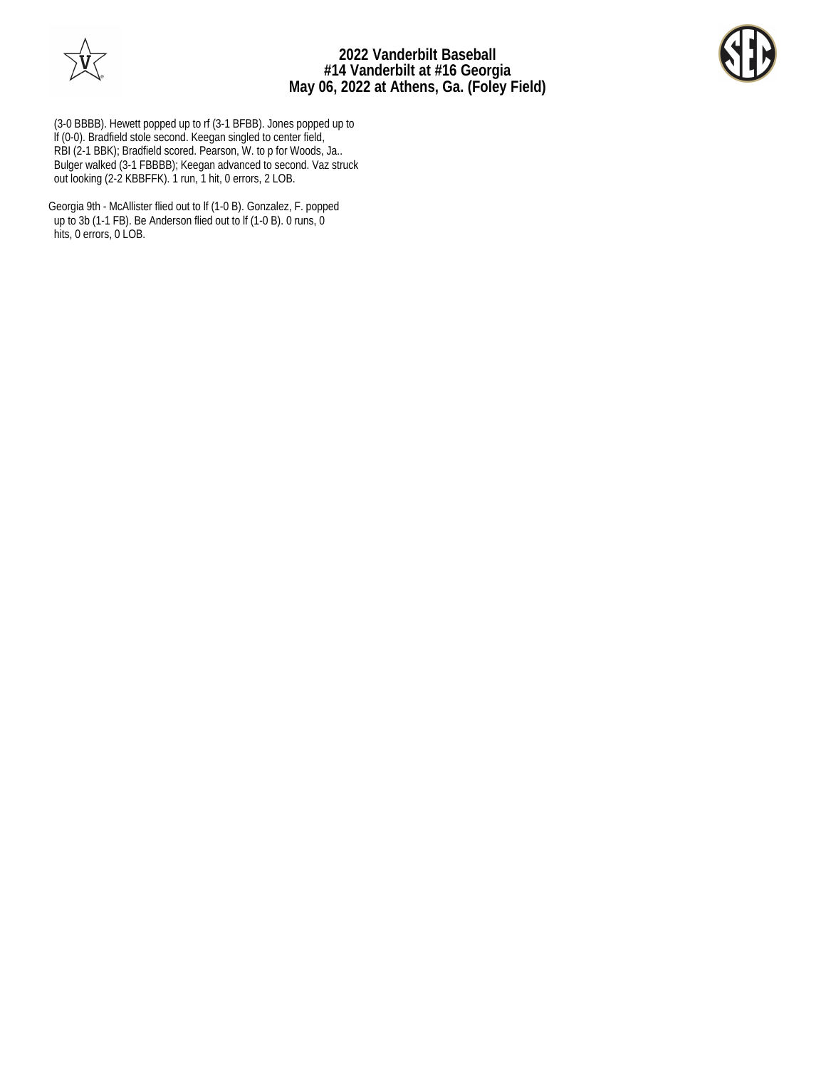(3-0 BBBB). Hewett popped up to rf (3-1 BFBB). Jones popped up to lf (0-0). Bradfield stole second. Keegan singled to center field, RBI (2-1 BBK); Bradfield scored. Pearson, W. to p for Woods, Ja.. Bulger walked (3-1 FBBBB); Keegan advanced to second. Vaz struck out looking (2-2 KBBFFK). 1 run, 1 hit, 0 errors, 2 LOB.

Georgia 9th - McAllister flied out to lf (1-0 B). Gonzalez, F. popped up to 3b (1-1 FB). Be Anderson flied out to lf (1-0 B). 0 runs, 0 hits, 0 errors, 0 LOB.